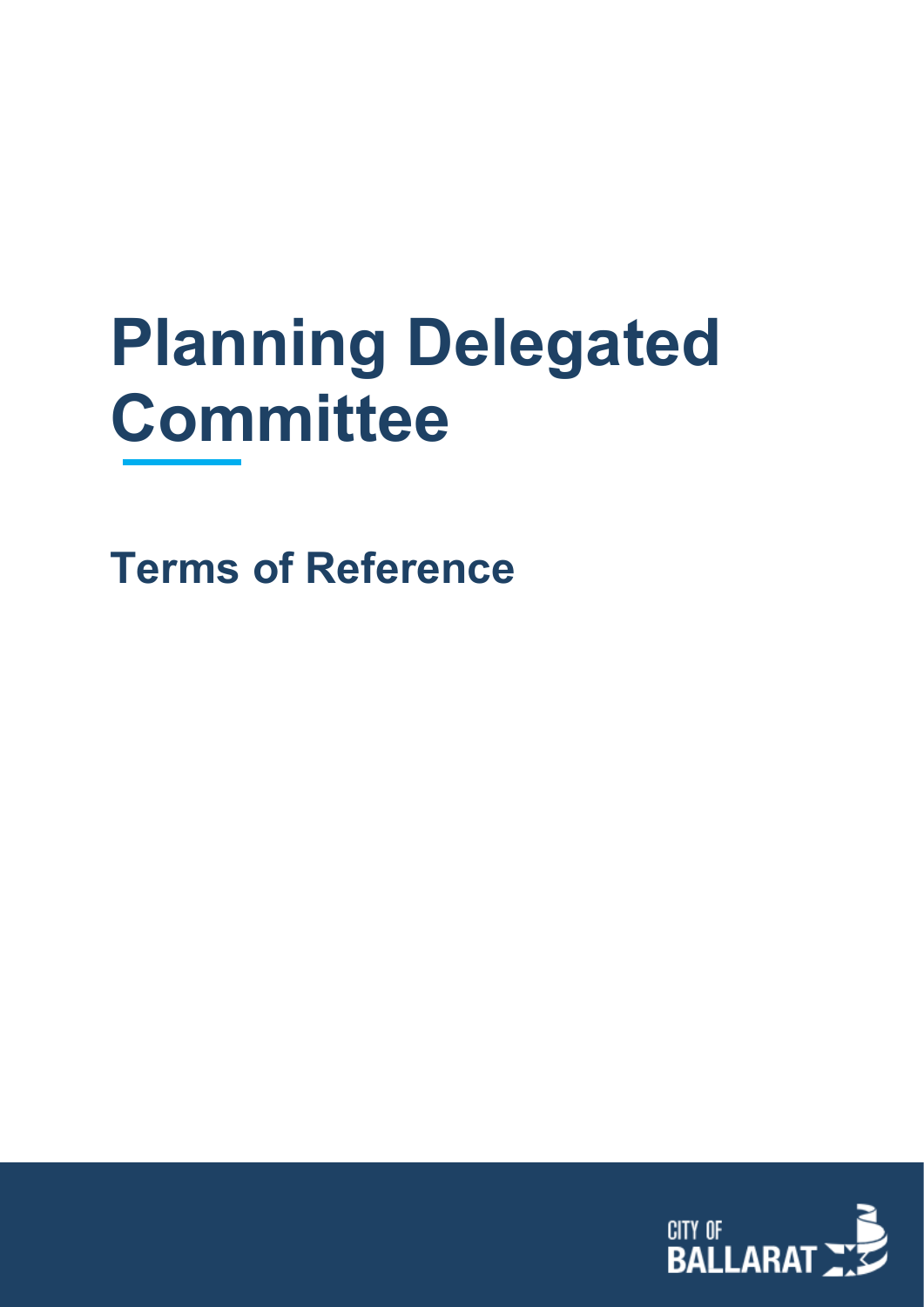# Planning Delegated Committee

## Terms of Reference

CITY OF BALLARAT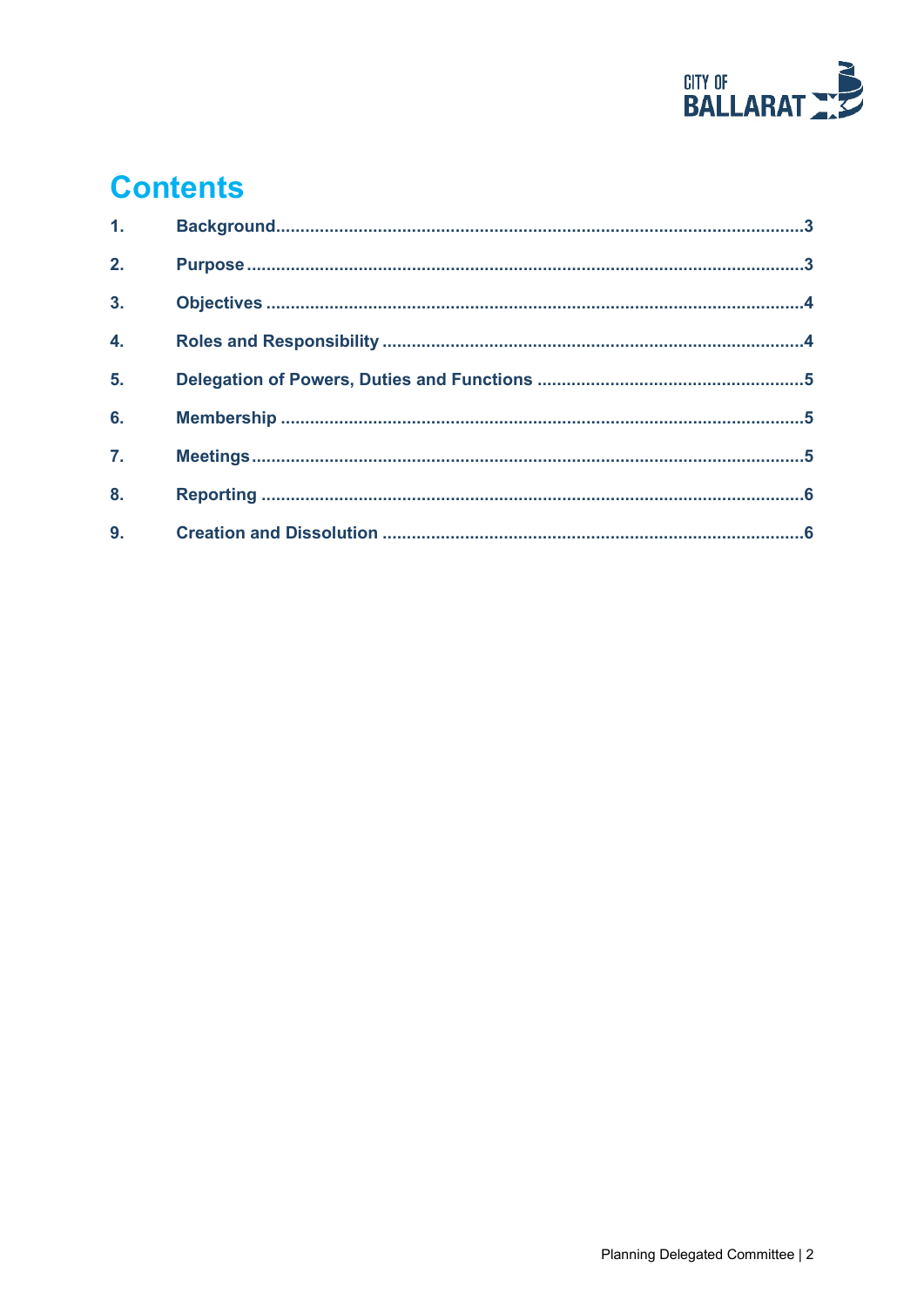# Contents

1. Background .......... 3
2. Purpose .......... 3
3. Objectives .......... 4
4. Roles and Responsibility .......... 4
5. Delegation of Powers, Duties and Functions .......... 5
6. Membership .......... 5
7. Meetings .......... 5
8. Reporting .......... 6
9. Creation and Dissolution .......... 6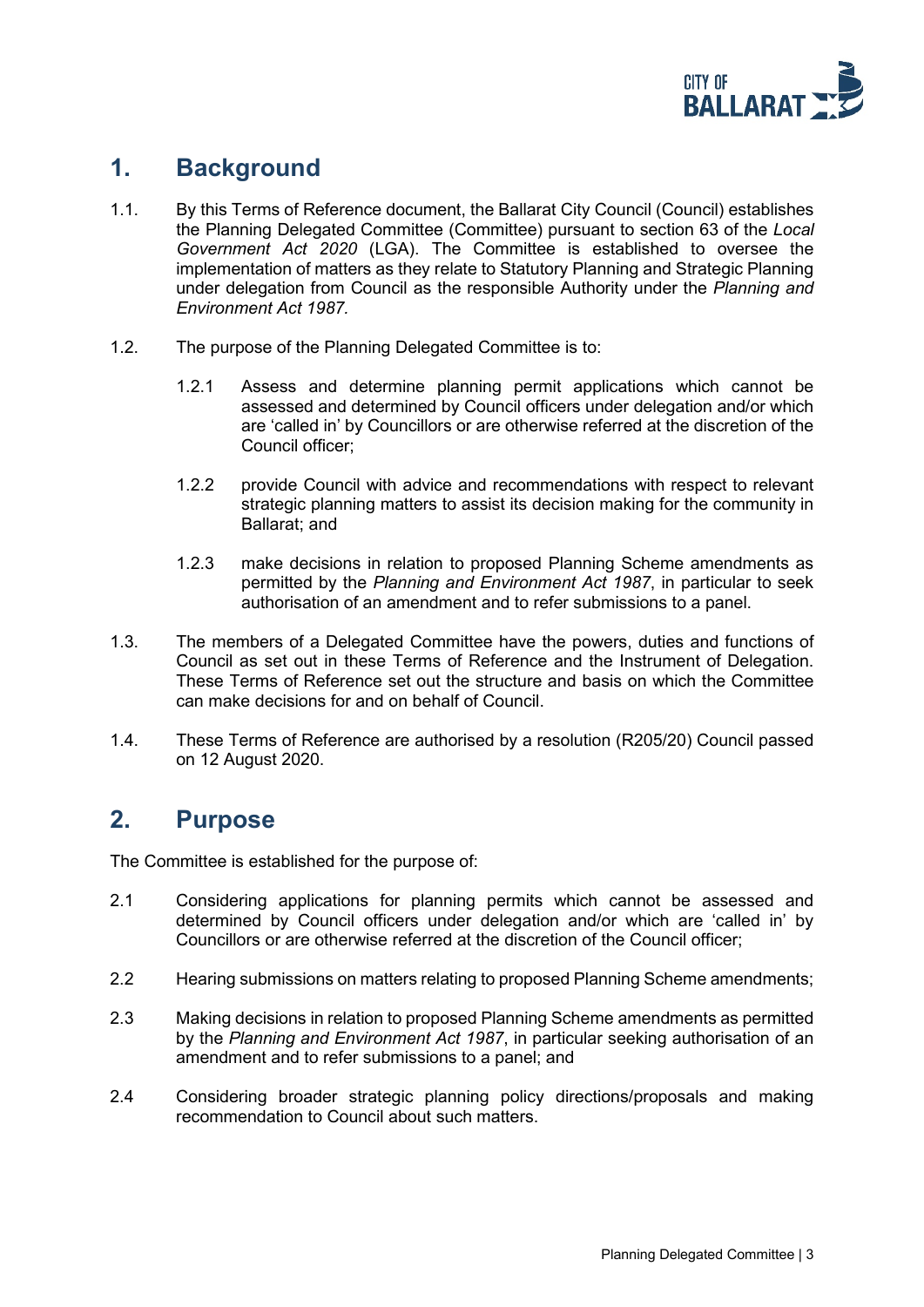## 1. Background

1.1. By this Terms of Reference document, the Ballarat City Council (Council) establishes the Planning Delegated Committee (Committee) pursuant to section 63 of the *Local Government Act 2020* (LGA). The Committee is established to oversee the implementation of matters as they relate to Statutory Planning and Strategic Planning under delegation from Council as the responsible Authority under the *Planning and Environment Act 1987.*

1.2. The purpose of the Planning Delegated Committee is to:

1.2.1 Assess and determine planning permit applications which cannot be assessed and determined by Council officers under delegation and/or which are 'called in' by Councillors or are otherwise referred at the discretion of the Council officer;

1.2.2 provide Council with advice and recommendations with respect to relevant strategic planning matters to assist its decision making for the community in Ballarat; and

1.2.3 make decisions in relation to proposed Planning Scheme amendments as permitted by the *Planning and Environment Act 1987*, in particular to seek authorisation of an amendment and to refer submissions to a panel.

1.3. The members of a Delegated Committee have the powers, duties and functions of Council as set out in these Terms of Reference and the Instrument of Delegation. These Terms of Reference set out the structure and basis on which the Committee can make decisions for and on behalf of Council.

1.4. These Terms of Reference are authorised by a resolution (R205/20) Council passed on 12 August 2020.

## 2. Purpose

The Committee is established for the purpose of:

2.1 Considering applications for planning permits which cannot be assessed and determined by Council officers under delegation and/or which are 'called in' by Councillors or are otherwise referred at the discretion of the Council officer;

2.2 Hearing submissions on matters relating to proposed Planning Scheme amendments;

2.3 Making decisions in relation to proposed Planning Scheme amendments as permitted by the *Planning and Environment Act 1987*, in particular seeking authorisation of an amendment and to refer submissions to a panel; and

2.4 Considering broader strategic planning policy directions/proposals and making recommendation to Council about such matters.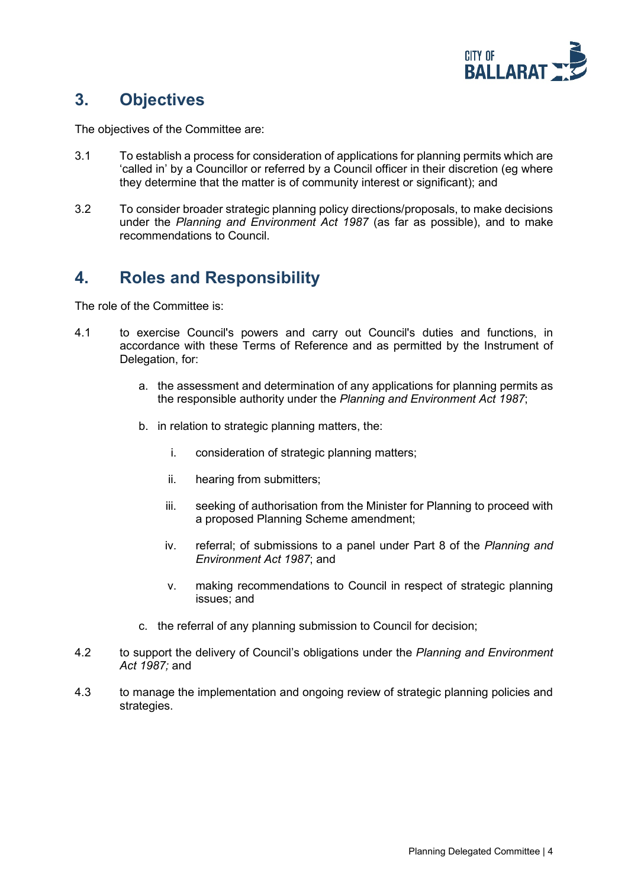## 3. Objectives

The objectives of the Committee are:

3.1 To establish a process for consideration of applications for planning permits which are 'called in' by a Councillor or referred by a Council officer in their discretion (eg where they determine that the matter is of community interest or significant); and

3.2 To consider broader strategic planning policy directions/proposals, to make decisions under the *Planning and Environment Act 1987* (as far as possible), and to make recommendations to Council.

## 4. Roles and Responsibility

The role of the Committee is:

4.1 to exercise Council's powers and carry out Council's duties and functions, in accordance with these Terms of Reference and as permitted by the Instrument of Delegation, for:

a. the assessment and determination of any applications for planning permits as the responsible authority under the *Planning and Environment Act 1987*;

b. in relation to strategic planning matters, the:

   i. consideration of strategic planning matters;

   ii. hearing from submitters;

   iii. seeking of authorisation from the Minister for Planning to proceed with a proposed Planning Scheme amendment;

   iv. referral; of submissions to a panel under Part 8 of the *Planning and Environment Act 1987*; and

   v. making recommendations to Council in respect of strategic planning issues; and

c. the referral of any planning submission to Council for decision;

4.2 to support the delivery of Council's obligations under the *Planning and Environment Act 1987;* and

4.3 to manage the implementation and ongoing review of strategic planning policies and strategies.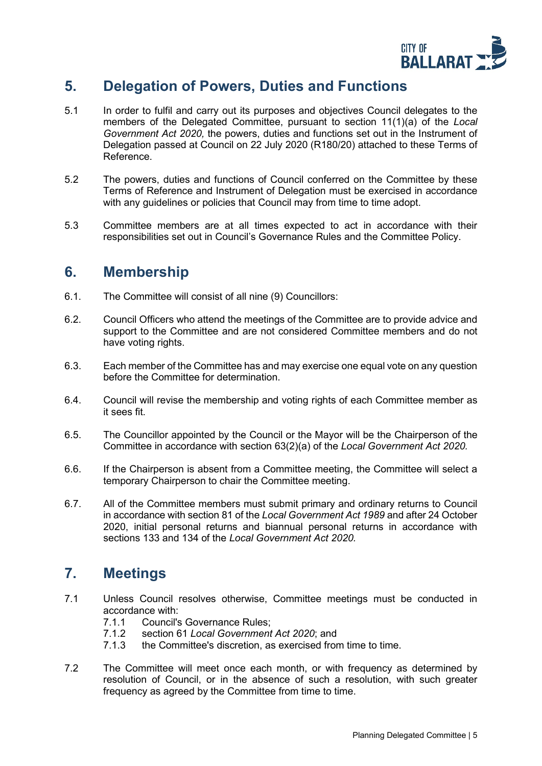## 5. Delegation of Powers, Duties and Functions

5.1 In order to fulfil and carry out its purposes and objectives Council delegates to the members of the Delegated Committee, pursuant to section 11(1)(a) of the *Local Government Act 2020,* the powers, duties and functions set out in the Instrument of Delegation passed at Council on 22 July 2020 (R180/20) attached to these Terms of Reference.

5.2 The powers, duties and functions of Council conferred on the Committee by these Terms of Reference and Instrument of Delegation must be exercised in accordance with any guidelines or policies that Council may from time to time adopt.

5.3 Committee members are at all times expected to act in accordance with their responsibilities set out in Council's Governance Rules and the Committee Policy.

## 6. Membership

6.1. The Committee will consist of all nine (9) Councillors:

6.2. Council Officers who attend the meetings of the Committee are to provide advice and support to the Committee and are not considered Committee members and do not have voting rights.

6.3. Each member of the Committee has and may exercise one equal vote on any question before the Committee for determination.

6.4. Council will revise the membership and voting rights of each Committee member as it sees fit.

6.5. The Councillor appointed by the Council or the Mayor will be the Chairperson of the Committee in accordance with section 63(2)(a) of the *Local Government Act 2020.*

6.6. If the Chairperson is absent from a Committee meeting, the Committee will select a temporary Chairperson to chair the Committee meeting.

6.7. All of the Committee members must submit primary and ordinary returns to Council in accordance with section 81 of the *Local Government Act 1989* and after 24 October 2020, initial personal returns and biannual personal returns in accordance with sections 133 and 134 of the *Local Government Act 2020.*

## 7. Meetings

7.1 Unless Council resolves otherwise, Committee meetings must be conducted in accordance with:

- 7.1.1 Council's Governance Rules;
- 7.1.2 section 61 *Local Government Act 2020*; and
- 7.1.3 the Committee's discretion, as exercised from time to time.

7.2 The Committee will meet once each month, or with frequency as determined by resolution of Council, or in the absence of such a resolution, with such greater frequency as agreed by the Committee from time to time.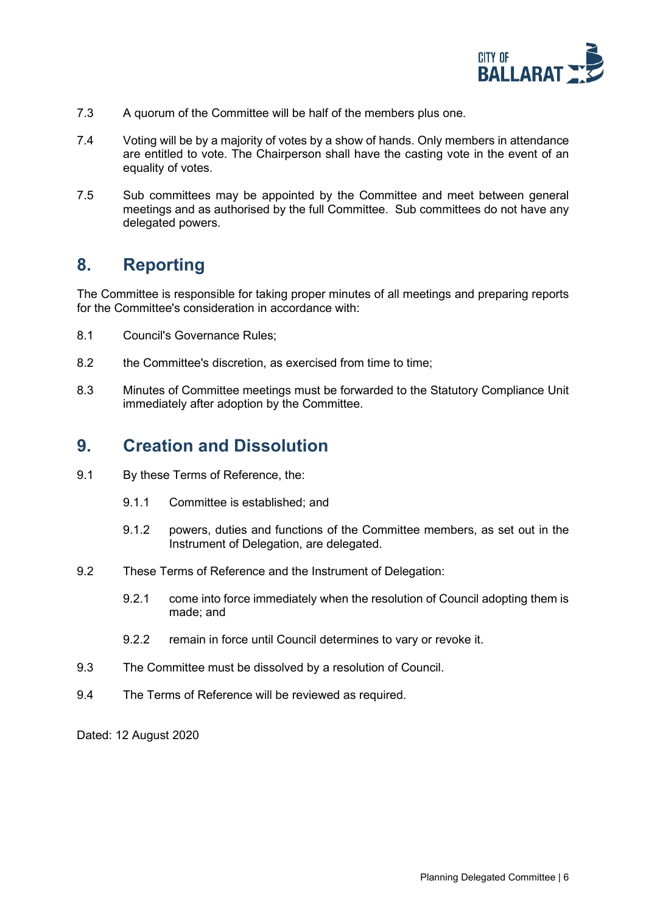7.3 A quorum of the Committee will be half of the members plus one.

7.4 Voting will be by a majority of votes by a show of hands. Only members in attendance are entitled to vote. The Chairperson shall have the casting vote in the event of an equality of votes.

7.5 Sub committees may be appointed by the Committee and meet between general meetings and as authorised by the full Committee. Sub committees do not have any delegated powers.

## 8. Reporting

The Committee is responsible for taking proper minutes of all meetings and preparing reports for the Committee's consideration in accordance with:

8.1 Council's Governance Rules;

8.2 the Committee's discretion, as exercised from time to time;

8.3 Minutes of Committee meetings must be forwarded to the Statutory Compliance Unit immediately after adoption by the Committee.

## 9. Creation and Dissolution

9.1 By these Terms of Reference, the:

9.1.1 Committee is established; and

9.1.2 powers, duties and functions of the Committee members, as set out in the Instrument of Delegation, are delegated.

9.2 These Terms of Reference and the Instrument of Delegation:

9.2.1 come into force immediately when the resolution of Council adopting them is made; and

9.2.2 remain in force until Council determines to vary or revoke it.

9.3 The Committee must be dissolved by a resolution of Council.

9.4 The Terms of Reference will be reviewed as required.

Dated: 12 August 2020